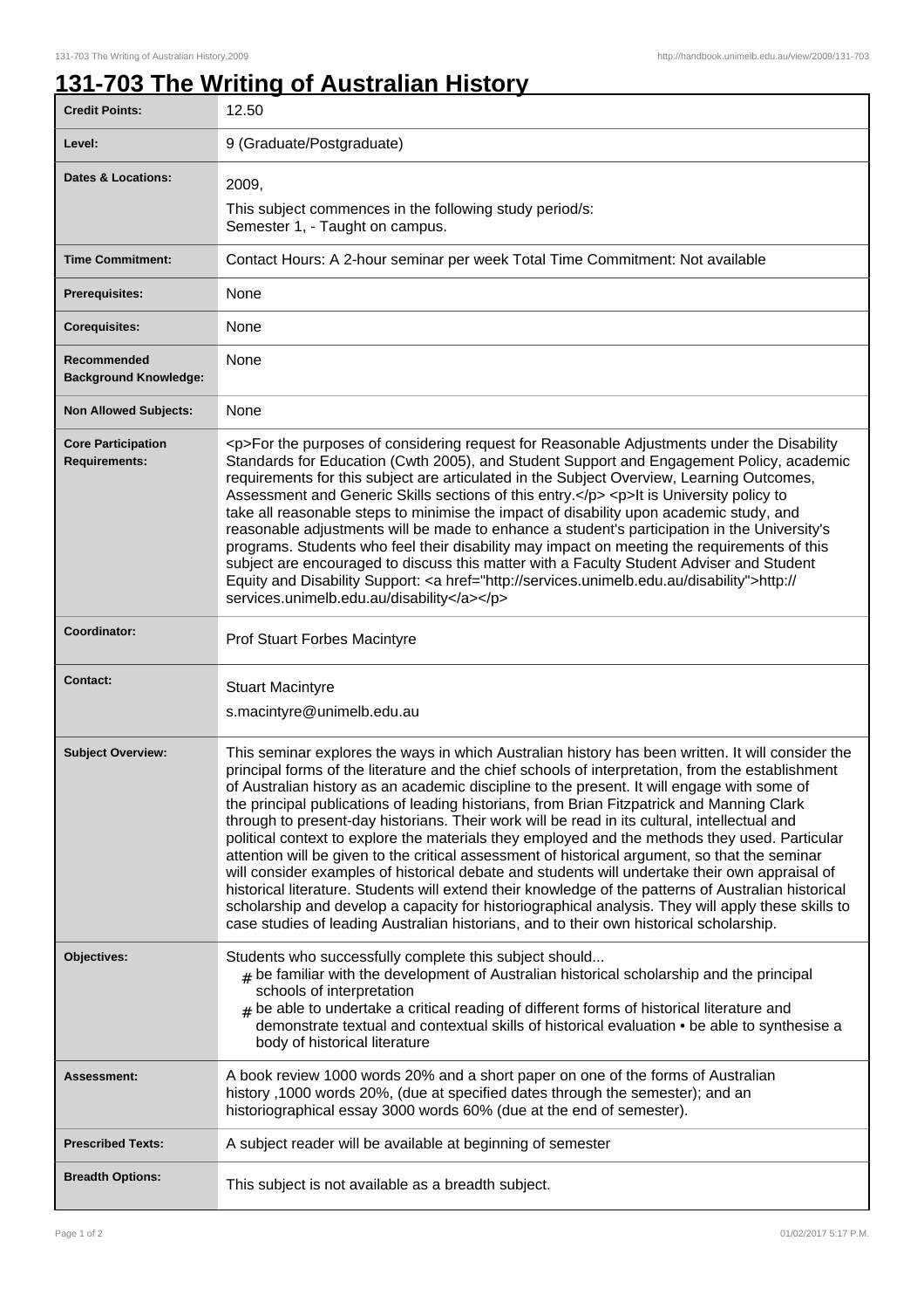# 131-703 The Writing of Australian History

| | |
|---|---|
| **Credit Points:** | 12.50 |
| **Level:** | 9 (Graduate/Postgraduate) |
| **Dates & Locations:** | 2009,<br>This subject commences in the following study period/s:<br>Semester 1, - Taught on campus. |
| **Time Commitment:** | Contact Hours: A 2-hour seminar per week Total Time Commitment: Not available |
| **Prerequisites:** | None |
| **Corequisites:** | None |
| **Recommended Background Knowledge:** | None |
| **Non Allowed Subjects:** | None |
| **Core Participation Requirements:** | <p>For the purposes of considering request for Reasonable Adjustments under the Disability Standards for Education (Cwth 2005), and Student Support and Engagement Policy, academic requirements for this subject are articulated in the Subject Overview, Learning Outcomes, Assessment and Generic Skills sections of this entry.</p> <p>It is University policy to take all reasonable steps to minimise the impact of disability upon academic study, and reasonable adjustments will be made to enhance a student's participation in the University's programs. Students who feel their disability may impact on meeting the requirements of this subject are encouraged to discuss this matter with a Faculty Student Adviser and Student Equity and Disability Support: <a href="http://services.unimelb.edu.au/disability">http://services.unimelb.edu.au/disability</a></p> |
| **Coordinator:** | Prof Stuart Forbes Macintyre |
| **Contact:** | Stuart Macintyre<br>s.macintyre@unimelb.edu.au |
| **Subject Overview:** | This seminar explores the ways in which Australian history has been written. It will consider the principal forms of the literature and the chief schools of interpretation, from the establishment of Australian history as an academic discipline to the present. It will engage with some of the principal publications of leading historians, from Brian Fitzpatrick and Manning Clark through to present-day historians. Their work will be read in its cultural, intellectual and political context to explore the materials they employed and the methods they used. Particular attention will be given to the critical assessment of historical argument, so that the seminar will consider examples of historical debate and students will undertake their own appraisal of historical literature. Students will extend their knowledge of the patterns of Australian historical scholarship and develop a capacity for historiographical analysis. They will apply these skills to case studies of leading Australian historians, and to their own historical scholarship. |
| **Objectives:** | Students who successfully complete this subject should...<br># be familiar with the development of Australian historical scholarship and the principal schools of interpretation<br># be able to undertake a critical reading of different forms of historical literature and demonstrate textual and contextual skills of historical evaluation • be able to synthesise a body of historical literature |
| **Assessment:** | A book review 1000 words 20% and a short paper on one of the forms of Australian history ,1000 words 20%, (due at specified dates through the semester); and an historiographical essay 3000 words 60% (due at the end of semester). |
| **Prescribed Texts:** | A subject reader will be available at beginning of semester |
| **Breadth Options:** | This subject is not available as a breadth subject. |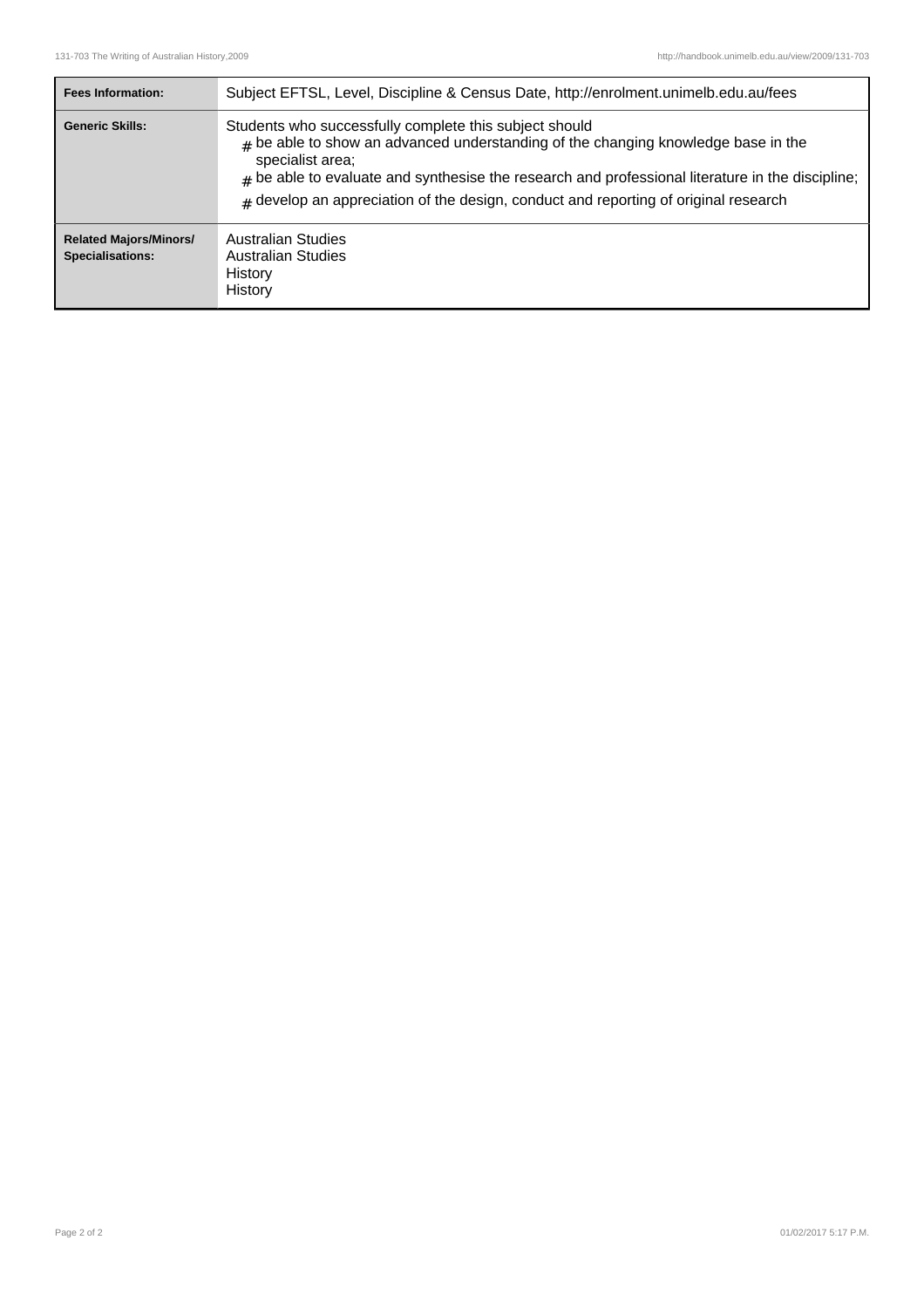| | |
|---|---|
| **Fees Information:** | Subject EFTSL, Level, Discipline & Census Date, http://enrolment.unimelb.edu.au/fees |
| **Generic Skills:** | Students who successfully complete this subject should<br># be able to show an advanced understanding of the changing knowledge base in the specialist area;<br># be able to evaluate and synthesise the research and professional literature in the discipline;<br># develop an appreciation of the design, conduct and reporting of original research |
| **Related Majors/Minors/ Specialisations:** | Australian Studies<br>Australian Studies<br>History<br>History |